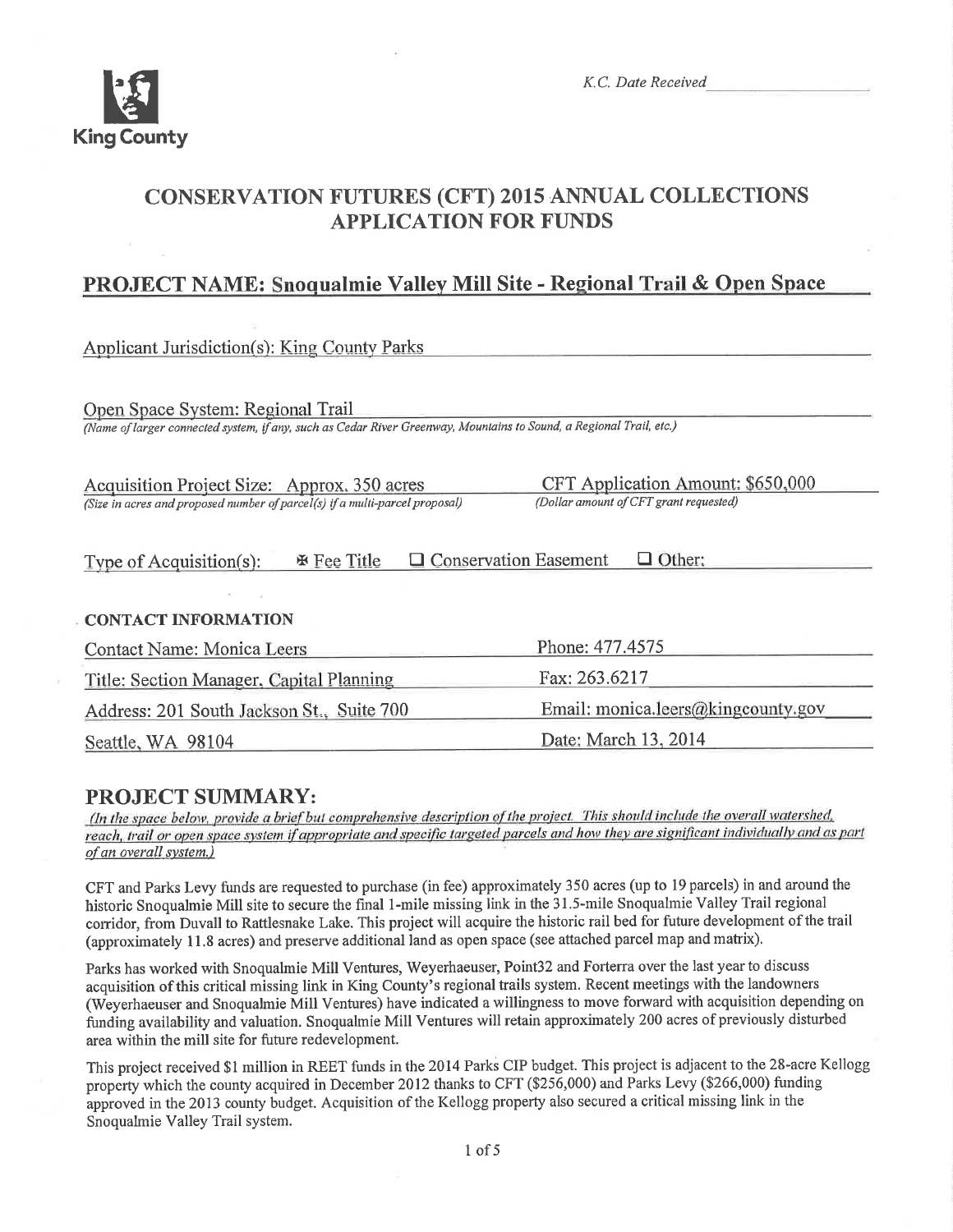King County

*K.C. Date Received*

# CONSERVATION FUTURES (CFT) 2015 ANNUAL COLLECTIONS APPLICATION FOR FUNDS

## PROJECT NAME: Snoqualmie Valley Mill Site - Regional Trail & Open Space

Applicant Jurisdiction(s): King County Parks

Open Space System: Regional Trail
*(Name of larger connected system, if any, such as Cedar River Greenway, Mountains to Sound, a Regional Trail, etc.)*

Acquisition Project Size: Approx. 350 acres
*(Size in acres and proposed number of parcel(s) if a multi-parcel proposal)*

CFT Application Amount: $650,000
*(Dollar amount of CFT grant requested)*

Type of Acquisition(s): ☒ Fee Title ☐ Conservation Easement ☐ Other:

**CONTACT INFORMATION**

| | |
|---|---|
| Contact Name: Monica Leers | Phone: 477.4575 |
| Title: Section Manager, Capital Planning | Fax: 263.6217 |
| Address: 201 South Jackson St., Suite 700 | Email: monica.leers@kingcounty.gov |
| Seattle, WA 98104 | Date: March 13, 2014 |

## PROJECT SUMMARY:

*(In the space below, provide a brief but comprehensive description of the project. This should include the overall watershed, reach, trail or open space system if appropriate and specific targeted parcels and how they are significant individually and as part of an overall system.)*

CFT and Parks Levy funds are requested to purchase (in fee) approximately 350 acres (up to 19 parcels) in and around the historic Snoqualmie Mill site to secure the final 1-mile missing link in the 31.5-mile Snoqualmie Valley Trail regional corridor, from Duvall to Rattlesnake Lake. This project will acquire the historic rail bed for future development of the trail (approximately 11.8 acres) and preserve additional land as open space (see attached parcel map and matrix).

Parks has worked with Snoqualmie Mill Ventures, Weyerhaeuser, Point32 and Forterra over the last year to discuss acquisition of this critical missing link in King County's regional trails system. Recent meetings with the landowners (Weyerhaeuser and Snoqualmie Mill Ventures) have indicated a willingness to move forward with acquisition depending on funding availability and valuation. Snoqualmie Mill Ventures will retain approximately 200 acres of previously disturbed area within the mill site for future redevelopment.

This project received $1 million in REET funds in the 2014 Parks CIP budget. This project is adjacent to the 28-acre Kellogg property which the county acquired in December 2012 thanks to CFT ($256,000) and Parks Levy ($266,000) funding approved in the 2013 county budget. Acquisition of the Kellogg property also secured a critical missing link in the Snoqualmie Valley Trail system.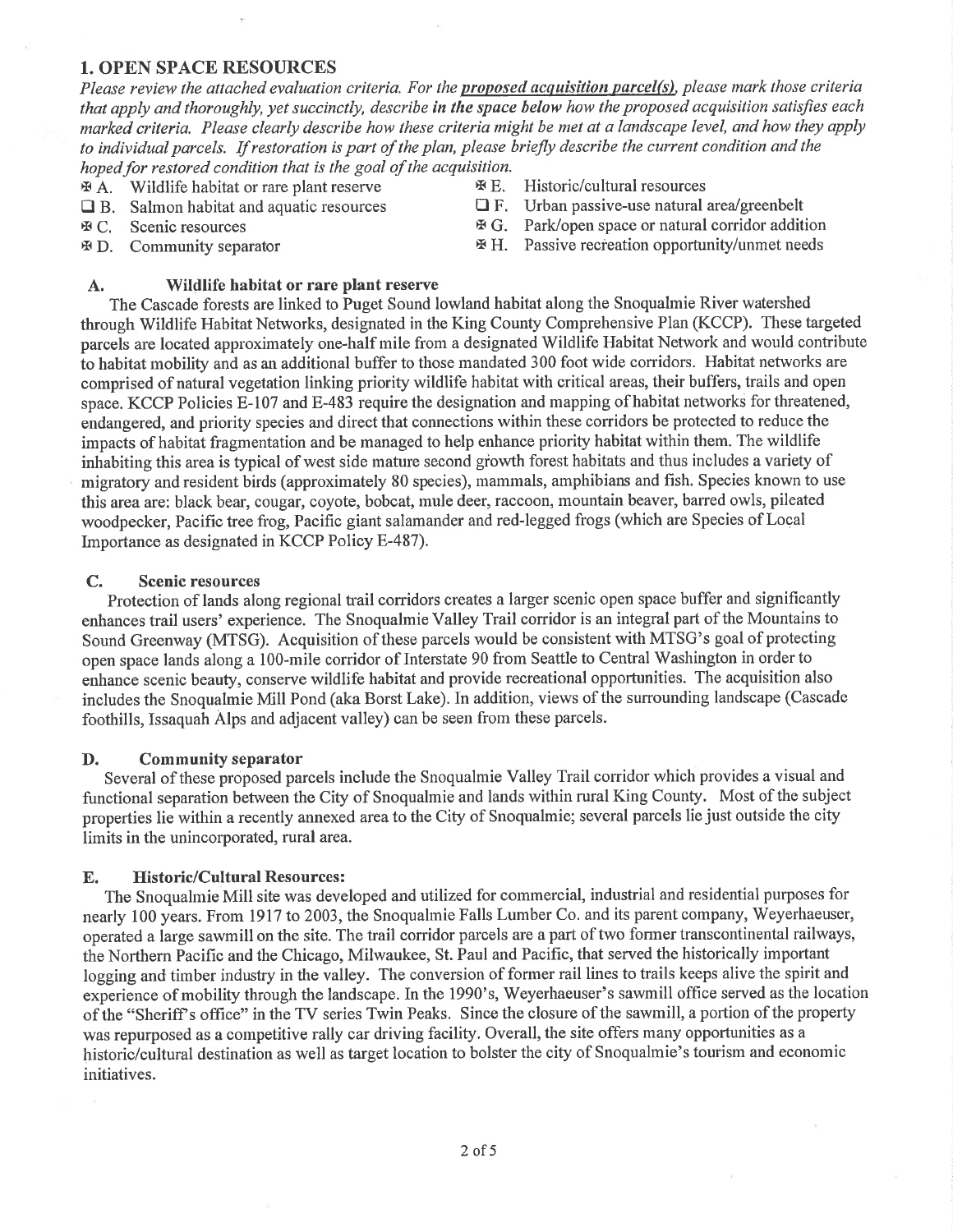## 1. OPEN SPACE RESOURCES

*Please review the attached evaluation criteria. For the* ***proposed acquisition parcel(s)****, please mark those criteria that apply and thoroughly, yet succinctly, describe* ***in the space below*** *how the proposed acquisition satisfies each marked criteria. Please clearly describe how these criteria might be met at a landscape level, and how they apply to individual parcels. If restoration is part of the plan, please briefly describe the current condition and the hoped for restored condition that is the goal of the acquisition.*

- ☒ A. Wildlife habitat or rare plant reserve
- ☐ B. Salmon habitat and aquatic resources
- ☒ C. Scenic resources
- ☒ D. Community separator
- ☒ E. Historic/cultural resources
- ☐ F. Urban passive-use natural area/greenbelt
- ☒ G. Park/open space or natural corridor addition
- ☒ H. Passive recreation opportunity/unmet needs

### A. Wildlife habitat or rare plant reserve

The Cascade forests are linked to Puget Sound lowland habitat along the Snoqualmie River watershed through Wildlife Habitat Networks, designated in the King County Comprehensive Plan (KCCP). These targeted parcels are located approximately one-half mile from a designated Wildlife Habitat Network and would contribute to habitat mobility and as an additional buffer to those mandated 300 foot wide corridors. Habitat networks are comprised of natural vegetation linking priority wildlife habitat with critical areas, their buffers, trails and open space. KCCP Policies E-107 and E-483 require the designation and mapping of habitat networks for threatened, endangered, and priority species and direct that connections within these corridors be protected to reduce the impacts of habitat fragmentation and be managed to help enhance priority habitat within them. The wildlife inhabiting this area is typical of west side mature second growth forest habitats and thus includes a variety of migratory and resident birds (approximately 80 species), mammals, amphibians and fish. Species known to use this area are: black bear, cougar, coyote, bobcat, mule deer, raccoon, mountain beaver, barred owls, pileated woodpecker, Pacific tree frog, Pacific giant salamander and red-legged frogs (which are Species of Local Importance as designated in KCCP Policy E-487).

### C. Scenic resources

Protection of lands along regional trail corridors creates a larger scenic open space buffer and significantly enhances trail users' experience. The Snoqualmie Valley Trail corridor is an integral part of the Mountains to Sound Greenway (MTSG). Acquisition of these parcels would be consistent with MTSG's goal of protecting open space lands along a 100-mile corridor of Interstate 90 from Seattle to Central Washington in order to enhance scenic beauty, conserve wildlife habitat and provide recreational opportunities. The acquisition also includes the Snoqualmie Mill Pond (aka Borst Lake). In addition, views of the surrounding landscape (Cascade foothills, Issaquah Alps and adjacent valley) can be seen from these parcels.

### D. Community separator

Several of these proposed parcels include the Snoqualmie Valley Trail corridor which provides a visual and functional separation between the City of Snoqualmie and lands within rural King County. Most of the subject properties lie within a recently annexed area to the City of Snoqualmie; several parcels lie just outside the city limits in the unincorporated, rural area.

### E. Historic/Cultural Resources:

The Snoqualmie Mill site was developed and utilized for commercial, industrial and residential purposes for nearly 100 years. From 1917 to 2003, the Snoqualmie Falls Lumber Co. and its parent company, Weyerhaeuser, operated a large sawmill on the site. The trail corridor parcels are a part of two former transcontinental railways, the Northern Pacific and the Chicago, Milwaukee, St. Paul and Pacific, that served the historically important logging and timber industry in the valley. The conversion of former rail lines to trails keeps alive the spirit and experience of mobility through the landscape. In the 1990's, Weyerhaeuser's sawmill office served as the location of the "Sheriff's office" in the TV series Twin Peaks. Since the closure of the sawmill, a portion of the property was repurposed as a competitive rally car driving facility. Overall, the site offers many opportunities as a historic/cultural destination as well as target location to bolster the city of Snoqualmie's tourism and economic initiatives.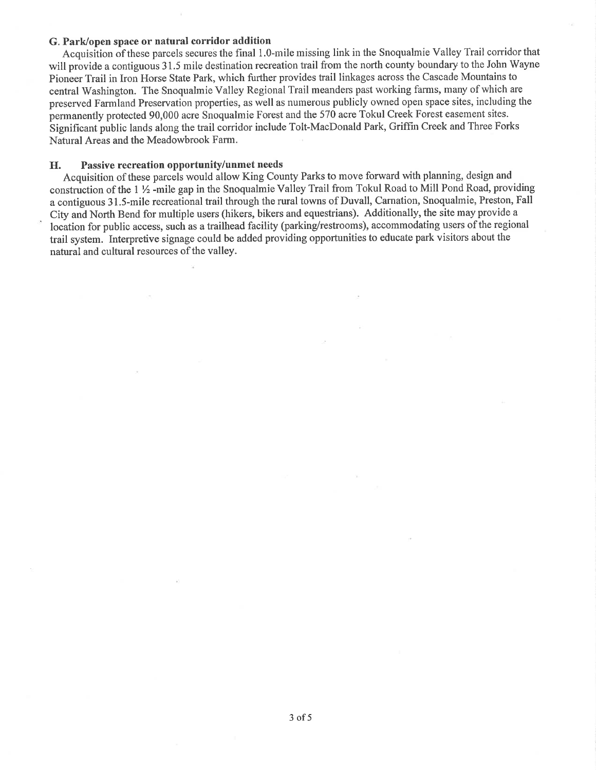### G. Park/open space or natural corridor addition

Acquisition of these parcels secures the final 1.0-mile missing link in the Snoqualmie Valley Trail corridor that will provide a contiguous 31.5 mile destination recreation trail from the north county boundary to the John Wayne Pioneer Trail in Iron Horse State Park, which further provides trail linkages across the Cascade Mountains to central Washington. The Snoqualmie Valley Regional Trail meanders past working farms, many of which are preserved Farmland Preservation properties, as well as numerous publicly owned open space sites, including the permanently protected 90,000 acre Snoqualmie Forest and the 570 acre Tokul Creek Forest easement sites. Significant public lands along the trail corridor include Tolt-MacDonald Park, Griffin Creek and Three Forks Natural Areas and the Meadowbrook Farm.

### H. Passive recreation opportunity/unmet needs

Acquisition of these parcels would allow King County Parks to move forward with planning, design and construction of the 1 ½ -mile gap in the Snoqualmie Valley Trail from Tokul Road to Mill Pond Road, providing a contiguous 31.5-mile recreational trail through the rural towns of Duvall, Carnation, Snoqualmie, Preston, Fall City and North Bend for multiple users (hikers, bikers and equestrians). Additionally, the site may provide a location for public access, such as a trailhead facility (parking/restrooms), accommodating users of the regional trail system. Interpretive signage could be added providing opportunities to educate park visitors about the natural and cultural resources of the valley.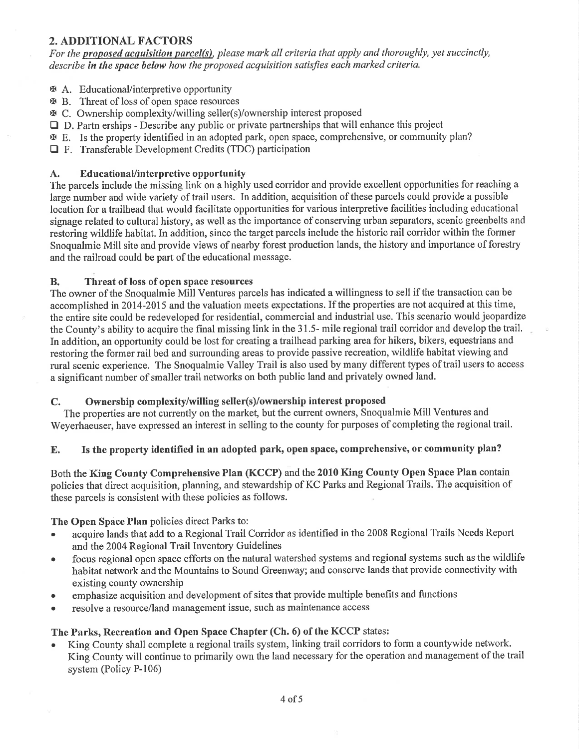## 2. ADDITIONAL FACTORS

*For the* ***proposed acquisition parcel(s)****, please mark all criteria that apply and thoroughly, yet succinctly, describe* ***in the space below*** *how the proposed acquisition satisfies each marked criteria.*

- ☒ A. Educational/interpretive opportunity
- ☒ B. Threat of loss of open space resources
- ☒ C. Ownership complexity/willing seller(s)/ownership interest proposed
- ☐ D. Partn erships - Describe any public or private partnerships that will enhance this project
- ☒ E. Is the property identified in an adopted park, open space, comprehensive, or community plan?
- ☐ F. Transferable Development Credits (TDC) participation

### A. Educational/interpretive opportunity

The parcels include the missing link on a highly used corridor and provide excellent opportunities for reaching a large number and wide variety of trail users. In addition, acquisition of these parcels could provide a possible location for a trailhead that would facilitate opportunities for various interpretive facilities including educational signage related to cultural history, as well as the importance of conserving urban separators, scenic greenbelts and restoring wildlife habitat. In addition, since the target parcels include the historic rail corridor within the former Snoqualmie Mill site and provide views of nearby forest production lands, the history and importance of forestry and the railroad could be part of the educational message.

### B. Threat of loss of open space resources

The owner of the Snoqualmie Mill Ventures parcels has indicated a willingness to sell if the transaction can be accomplished in 2014-2015 and the valuation meets expectations. If the properties are not acquired at this time, the entire site could be redeveloped for residential, commercial and industrial use. This scenario would jeopardize the County's ability to acquire the final missing link in the 31.5- mile regional trail corridor and develop the trail. In addition, an opportunity could be lost for creating a trailhead parking area for hikers, bikers, equestrians and restoring the former rail bed and surrounding areas to provide passive recreation, wildlife habitat viewing and rural scenic experience. The Snoqualmie Valley Trail is also used by many different types of trail users to access a significant number of smaller trail networks on both public land and privately owned land.

### C. Ownership complexity/willing seller(s)/ownership interest proposed

The properties are not currently on the market, but the current owners, Snoqualmie Mill Ventures and Weyerhaeuser, have expressed an interest in selling to the county for purposes of completing the regional trail.

### E. Is the property identified in an adopted park, open space, comprehensive, or community plan?

Both the **King County Comprehensive Plan (KCCP)** and the **2010 King County Open Space Plan** contain policies that direct acquisition, planning, and stewardship of KC Parks and Regional Trails. The acquisition of these parcels is consistent with these policies as follows.

**The Open Space Plan** policies direct Parks to:

- acquire lands that add to a Regional Trail Corridor as identified in the 2008 Regional Trails Needs Report and the 2004 Regional Trail Inventory Guidelines
- focus regional open space efforts on the natural watershed systems and regional systems such as the wildlife habitat network and the Mountains to Sound Greenway; and conserve lands that provide connectivity with existing county ownership
- emphasize acquisition and development of sites that provide multiple benefits and functions
- resolve a resource/land management issue, such as maintenance access

**The Parks, Recreation and Open Space Chapter (Ch. 6) of the KCCP** states:

- King County shall complete a regional trails system, linking trail corridors to form a countywide network. King County will continue to primarily own the land necessary for the operation and management of the trail system (Policy P-106)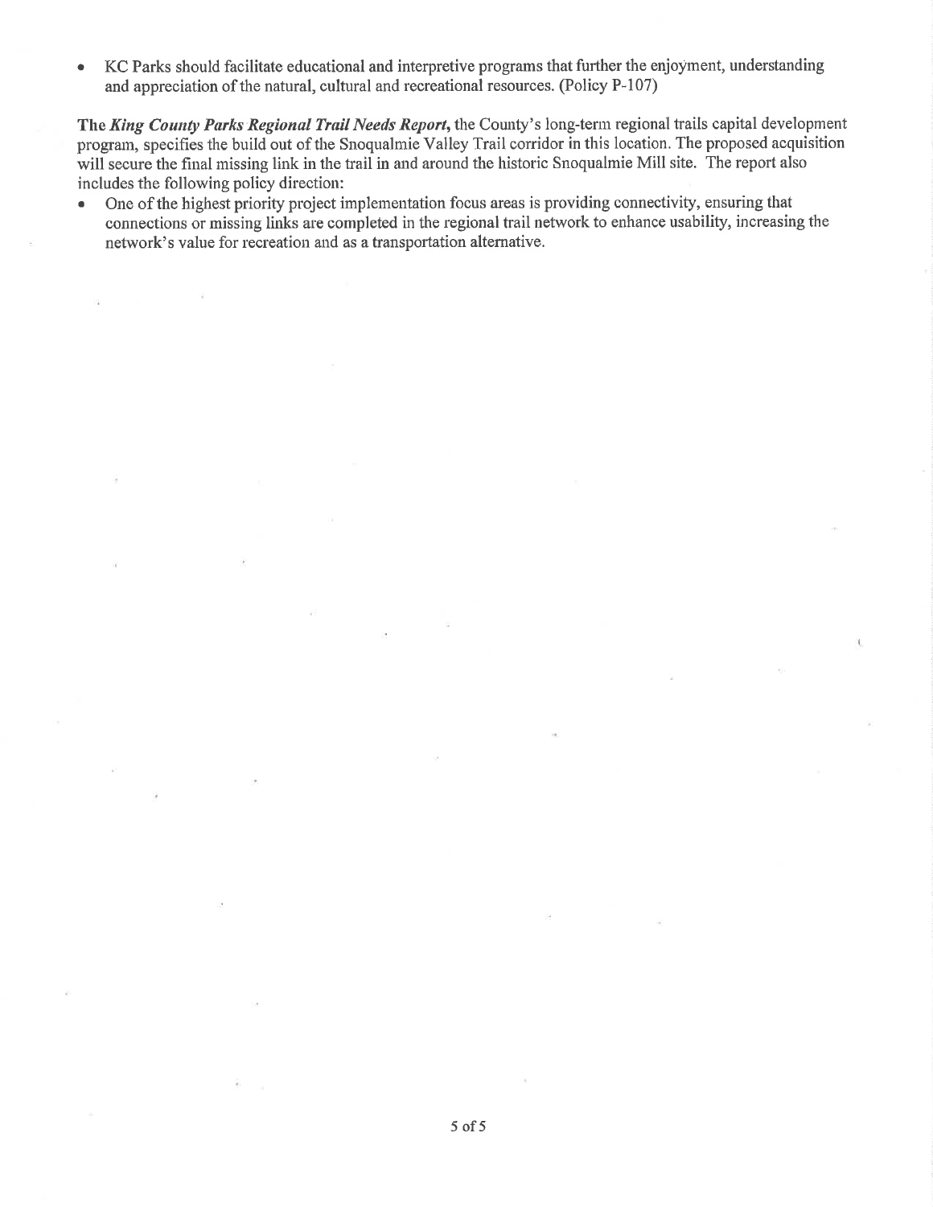- KC Parks should facilitate educational and interpretive programs that further the enjoyment, understanding and appreciation of the natural, cultural and recreational resources. (Policy P-107)

**The *King County Parks Regional Trail Needs Report*,** the County's long-term regional trails capital development program, specifies the build out of the Snoqualmie Valley Trail corridor in this location. The proposed acquisition will secure the final missing link in the trail in and around the historic Snoqualmie Mill site. The report also includes the following policy direction:

- One of the highest priority project implementation focus areas is providing connectivity, ensuring that connections or missing links are completed in the regional trail network to enhance usability, increasing the network's value for recreation and as a transportation alternative.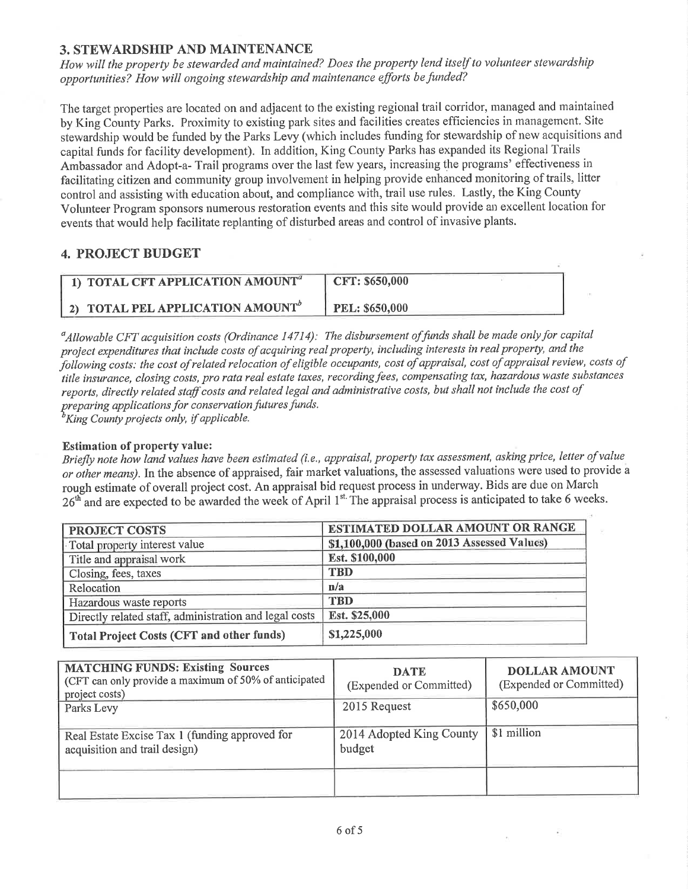## 3. STEWARDSHIP AND MAINTENANCE

*How will the property be stewarded and maintained? Does the property lend itself to volunteer stewardship opportunities? How will ongoing stewardship and maintenance efforts be funded?*

The target properties are located on and adjacent to the existing regional trail corridor, managed and maintained by King County Parks. Proximity to existing park sites and facilities creates efficiencies in management. Site stewardship would be funded by the Parks Levy (which includes funding for stewardship of new acquisitions and capital funds for facility development). In addition, King County Parks has expanded its Regional Trails Ambassador and Adopt-a- Trail programs over the last few years, increasing the programs' effectiveness in facilitating citizen and community group involvement in helping provide enhanced monitoring of trails, litter control and assisting with education about, and compliance with, trail use rules. Lastly, the King County Volunteer Program sponsors numerous restoration events and this site would provide an excellent location for events that would help facilitate replanting of disturbed areas and control of invasive plants.

## 4. PROJECT BUDGET

| | |
|---|---|
| **1) TOTAL CFT APPLICATION AMOUNT[a]** | **CFT: $650,000** |
| **2) TOTAL PEL APPLICATION AMOUNT[b]** | **PEL: $650,000** |

[a]*Allowable CFT acquisition costs (Ordinance 14714): The disbursement of funds shall be made only for capital project expenditures that include costs of acquiring real property, including interests in real property, and the following costs: the cost of related relocation of eligible occupants, cost of appraisal, cost of appraisal review, costs of title insurance, closing costs, pro rata real estate taxes, recording fees, compensating tax, hazardous waste substances reports, directly related staff costs and related legal and administrative costs, but shall not include the cost of preparing applications for conservation futures funds.*
[b]*King County projects only, if applicable.*

**Estimation of property value:**
*Briefly note how land values have been estimated (i.e., appraisal, property tax assessment, asking price, letter of value or other means).* In the absence of appraised, fair market valuations, the assessed valuations were used to provide a rough estimate of overall project cost. An appraisal bid request process in underway. Bids are due on March 26th and are expected to be awarded the week of April 1st. The appraisal process is anticipated to take 6 weeks.

| PROJECT COSTS | ESTIMATED DOLLAR AMOUNT OR RANGE |
|---|---|
| Total property interest value | **$1,100,000 (based on 2013 Assessed Values)** |
| Title and appraisal work | **Est. $100,000** |
| Closing, fees, taxes | **TBD** |
| Relocation | **n/a** |
| Hazardous waste reports | **TBD** |
| Directly related staff, administration and legal costs | **Est. $25,000** |
| **Total Project Costs (CFT and other funds)** | **$1,225,000** |

| **MATCHING FUNDS: Existing Sources** (CFT can only provide a maximum of 50% of anticipated project costs) | **DATE** (Expended or Committed) | **DOLLAR AMOUNT** (Expended or Committed) |
|---|---|---|
| Parks Levy | 2015 Request | $650,000 |
| Real Estate Excise Tax 1 (funding approved for acquisition and trail design) | 2014 Adopted King County budget | $1 million |
| | | |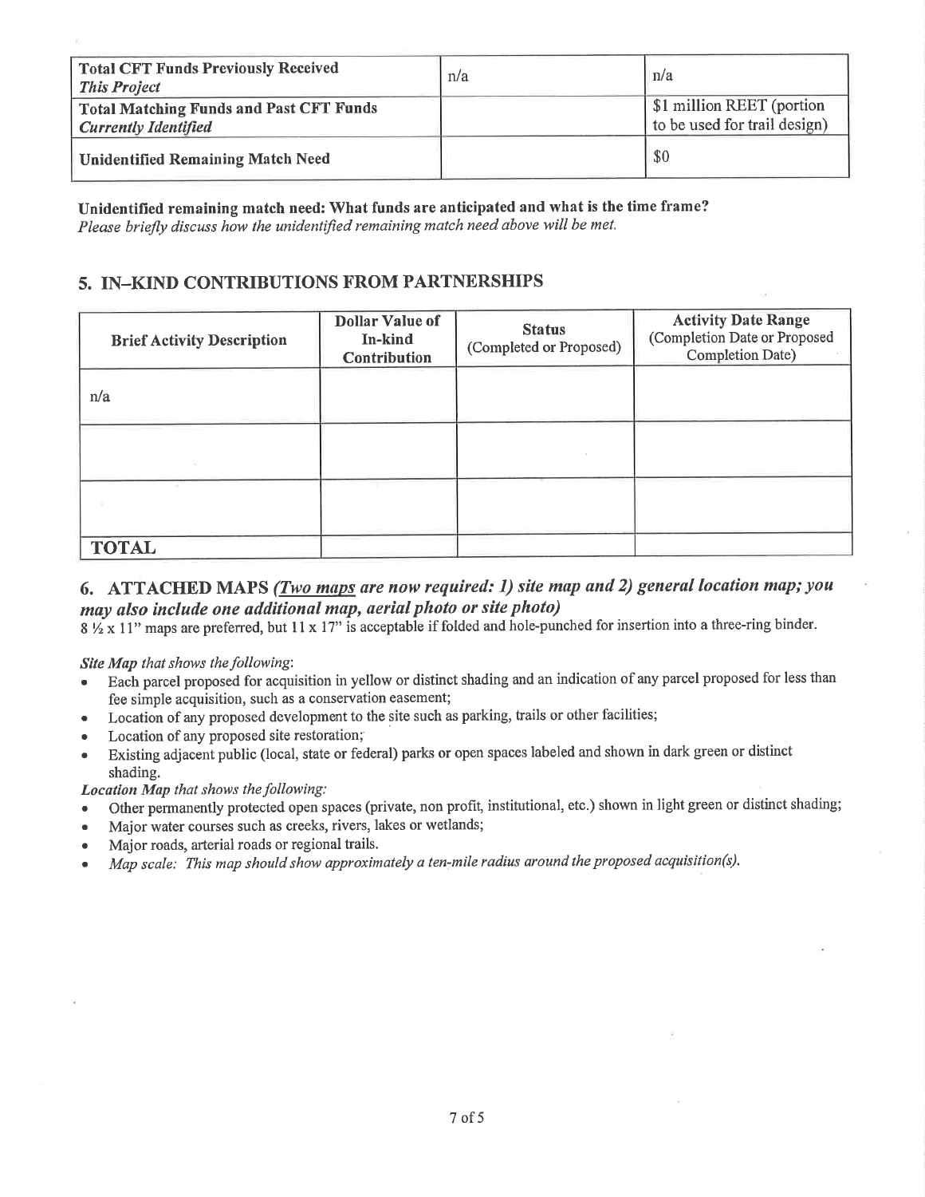| **Total CFT Funds Previously Received** *This Project* | n/a | n/a |
|---|---|---|
| **Total Matching Funds and Past CFT Funds** *Currently Identified* | | $1 million REET (portion to be used for trail design) |
| **Unidentified Remaining Match Need** | | $0 |

**Unidentified remaining match need: What funds are anticipated and what is the time frame?**
*Please briefly discuss how the unidentified remaining match need above will be met.*

## 5. IN–KIND CONTRIBUTIONS FROM PARTNERSHIPS

| Brief Activity Description | Dollar Value of In-kind Contribution | Status (Completed or Proposed) | Activity Date Range (Completion Date or Proposed Completion Date) |
|---|---|---|---|
| n/a | | | |
| | | | |
| | | | |
| **TOTAL** | | | |

## 6. ATTACHED MAPS *(Two maps are now required: 1) site map and 2) general location map; you may also include one additional map, aerial photo or site photo)*

8 ½ x 11" maps are preferred, but 11 x 17" is acceptable if folded and hole-punched for insertion into a three-ring binder.

***Site Map** that shows the following*:

- Each parcel proposed for acquisition in yellow or distinct shading and an indication of any parcel proposed for less than fee simple acquisition, such as a conservation easement;
- Location of any proposed development to the site such as parking, trails or other facilities;
- Location of any proposed site restoration;
- Existing adjacent public (local, state or federal) parks or open spaces labeled and shown in dark green or distinct shading.

***Location Map** that shows the following:*

- Other permanently protected open spaces (private, non profit, institutional, etc.) shown in light green or distinct shading;
- Major water courses such as creeks, rivers, lakes or wetlands;
- Major roads, arterial roads or regional trails.
- *Map scale: This map should show approximately a ten-mile radius around the proposed acquisition(s).*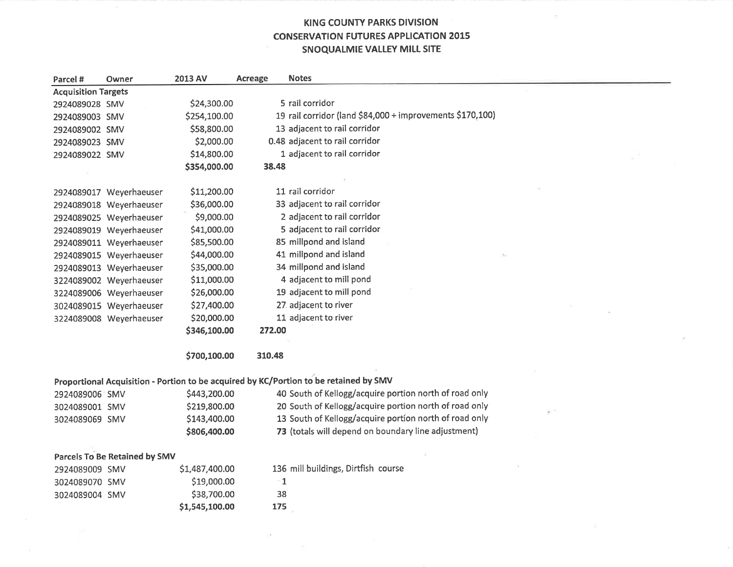# KING COUNTY PARKS DIVISION
## CONSERVATION FUTURES APPLICATION 2015
## SNOQUALMIE VALLEY MILL SITE

| Parcel # | Owner | 2013 AV | Acreage | Notes |
|---|---|---|---|---|
| **Acquisition Targets** | | | | |
| 2924089028 | SMV | $24,300.00 | 5 | rail corridor |
| 2924089003 | SMV | $254,100.00 | 19 | rail corridor (land $84,000 + improvements $170,100) |
| 2924089002 | SMV | $58,800.00 | 13 | adjacent to rail corridor |
| 2924089023 | SMV | $2,000.00 | 0.48 | adjacent to rail corridor |
| 2924089022 | SMV | $14,800.00 | 1 | adjacent to rail corridor |
| | | **$354,000.00** | **38.48** | |
| | | | | |
| 2924089017 | Weyerhaeuser | $11,200.00 | 11 | rail corridor |
| 2924089018 | Weyerhaeuser | $36,000.00 | 33 | adjacent to rail corridor |
| 2924089025 | Weyerhaeuser | $9,000.00 | 2 | adjacent to rail corridor |
| 2924089019 | Weyerhaeuser | $41,000.00 | 5 | adjacent to rail corridor |
| 2924089011 | Weyerhaeuser | $85,500.00 | 85 | millpond and island |
| 2924089015 | Weyerhaeuser | $44,000.00 | 41 | millpond and island |
| 2924089013 | Weyerhaeuser | $35,000.00 | 34 | millpond and island |
| 3224089002 | Weyerhaeuser | $11,000.00 | 4 | adjacent to mill pond |
| 3224089006 | Weyerhaeuser | $26,000.00 | 19 | adjacent to mill pond |
| 3024089015 | Weyerhaeuser | $27,400.00 | 27 | adjacent to river |
| 3224089008 | Weyerhaeuser | $20,000.00 | 11 | adjacent to river |
| | | **$346,100.00** | **272.00** | |
| | | | | |
| | | **$700,100.00** | **310.48** | |
| | | | | |
| **Proportional Acquisition - Portion to be acquired by KC/Portion to be retained by SMV** | | | | |
| 2924089006 | SMV | $443,200.00 | 40 | South of Kellogg/acquire portion north of road only |
| 3024089001 | SMV | $219,800.00 | 20 | South of Kellogg/acquire portion north of road only |
| 3024089069 | SMV | $143,400.00 | 13 | South of Kellogg/acquire portion north of road only |
| | | **$806,400.00** | **73** | **(totals will depend on boundary line adjustment)** |
| | | | | |
| **Parcels To Be Retained by SMV** | | | | |
| 2924089009 | SMV | $1,487,400.00 | 136 | mill buildings, Dirtfish course |
| 3024089070 | SMV | $19,000.00 | 1 | |
| 3024089004 | SMV | $38,700.00 | 38 | |
| | | **$1,545,100.00** | **175** | |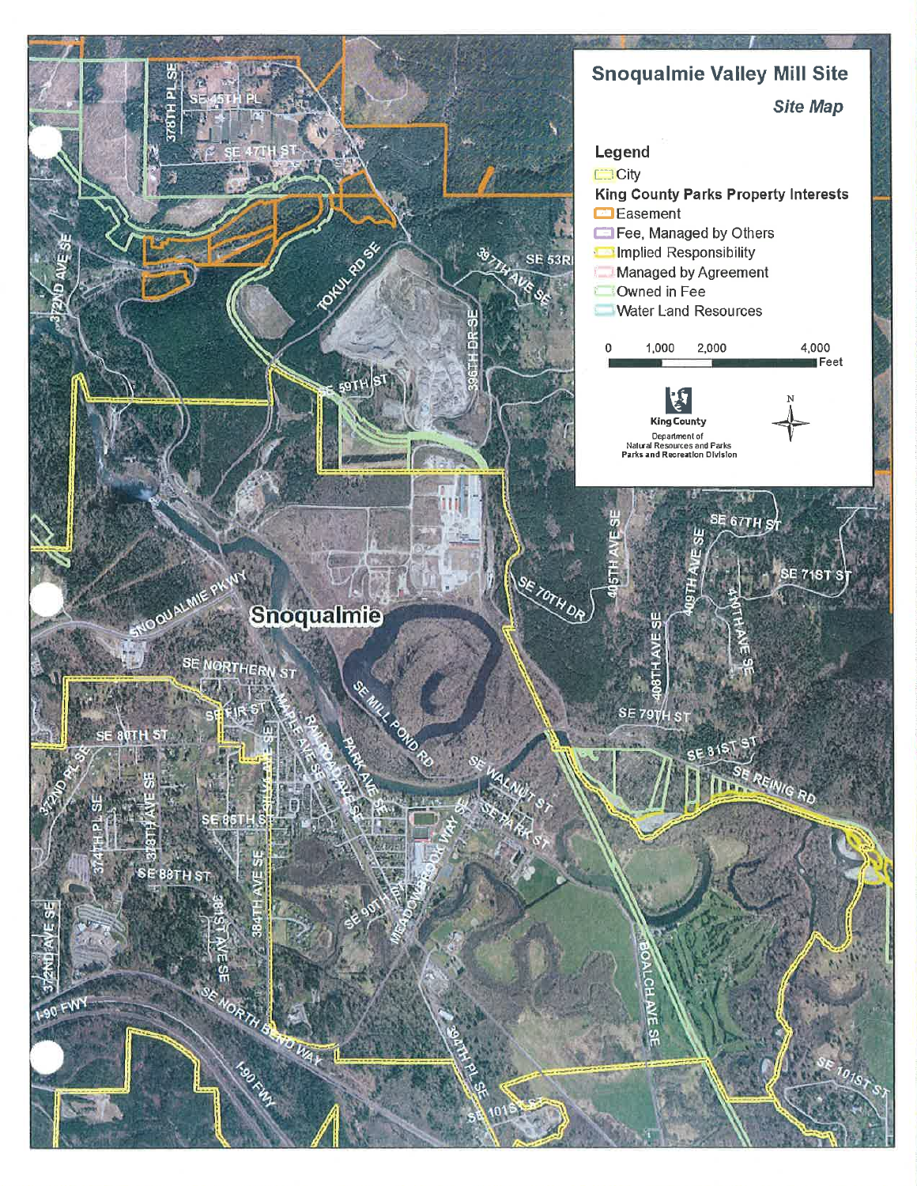# Snoqualmie Valley Mill Site

*Site Map*

**Legend**

- City

**King County Parks Property Interests**

- Easement
- Fee, Managed by Others
- Implied Responsibility
- Managed by Agreement
- Owned in Fee
- Water Land Resources

0 1,000 2,000 4,000 Feet

King County
Department of Natural Resources and Parks
Parks and Recreation Division

N

Snoqualmie

378TH PL SE
SE 45TH PL
SE 47TH ST
372ND AVE SE
TOKUL RD SE
397TH AVE SE
SE 53RD
396TH DR SE
SE 59TH ST
SE 67TH ST
405TH AVE SE
409TH AVE SE
SE 71ST ST
410TH AVE SE
SE 70TH DR
408TH AVE SE
SNOQUALMIE PKWY
SE NORTHERN ST
SE FIR ST
SE MILL POND RD
SE 79TH ST
SE 80TH ST
RAILROAD AVE SE
MAPLE AVE SE
PARK AVE SE
SE 81ST ST
SE REINIG RD
SE WALNUT ST
SE PARK ST
372ND PL SE
374TH PL SE
378TH AVE SE
SE 86TH ST
384TH AVE SE
SE 88TH ST
SE 90TH ST
MEADOWBROOK WAY SE
372ND AVE SE
381ST AVE SE
BOALCH AVE SE
I-90 FWY
SE NORTH BEND WAY
394TH PL SE
SE 101ST ST